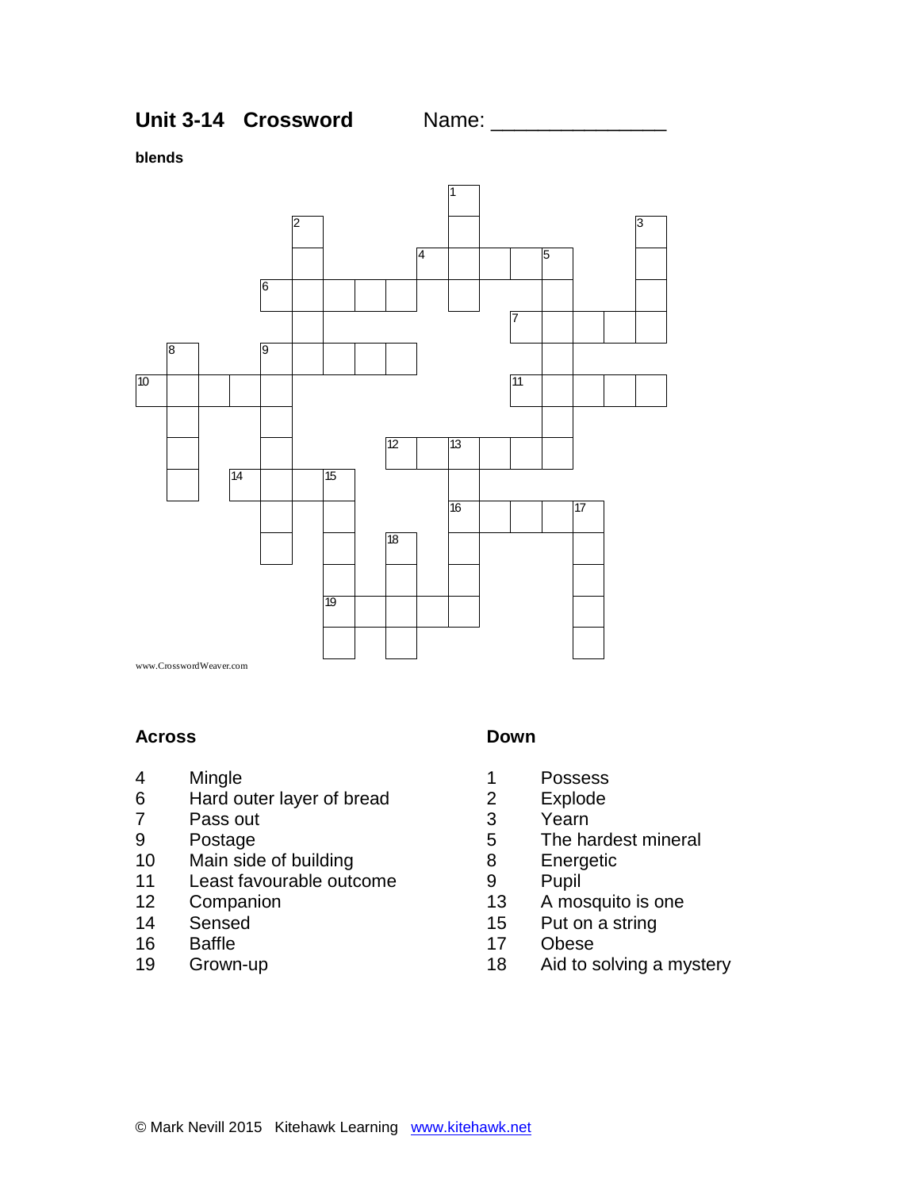**Unit 3-14 Crossword** Name: _______________

**blends**

www.CrosswordWeaver.com

### Across

4 Mingle
6 Hard outer layer of bread
7 Pass out
9 Postage
10 Main side of building
11 Least favourable outcome
12 Companion
14 Sensed
16 Baffle
19 Grown-up

### Down

1 Possess
2 Explode
3 Yearn
5 The hardest mineral
8 Energetic
9 Pupil
13 A mosquito is one
15 Put on a string
17 Obese
18 Aid to solving a mystery

© Mark Nevill 2015 Kitehawk Learning www.kitehawk.net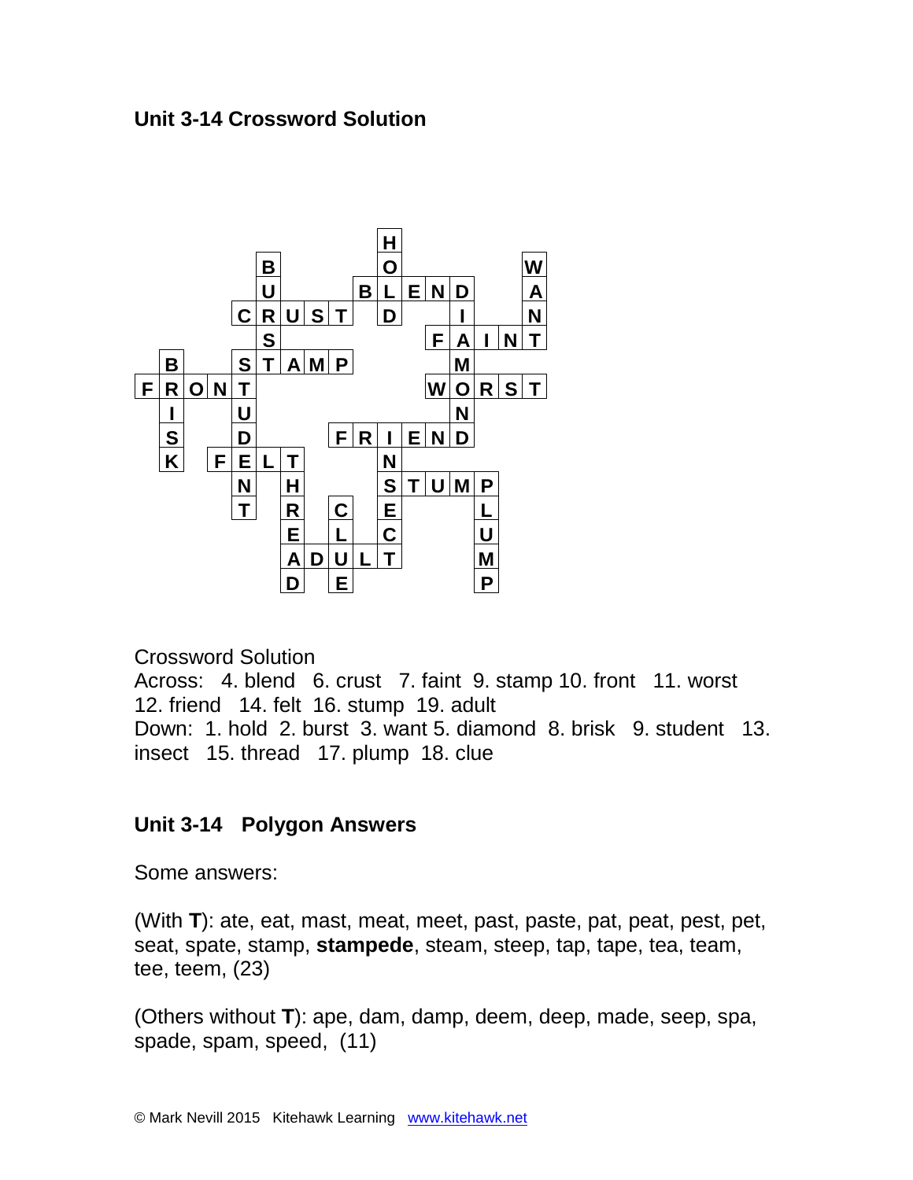## Unit 3-14 Crossword Solution

Crossword Solution

Across: 4. blend 6. crust 7. faint 9. stamp 10. front 11. worst 12. friend 14. felt 16. stump 19. adult

Down: 1. hold 2. burst 3. want 5. diamond 8. brisk 9. student 13. insect 15. thread 17. plump 18. clue

## Unit 3-14 Polygon Answers

Some answers:

(With **T**): ate, eat, mast, meat, meet, past, paste, pat, peat, pest, pet, seat, spate, stamp, **stampede**, steam, steep, tap, tape, tea, team, tee, teem, (23)

(Others without **T**): ape, dam, damp, deem, deep, made, seep, spa, spade, spam, speed, (11)

© Mark Nevill 2015 Kitehawk Learning www.kitehawk.net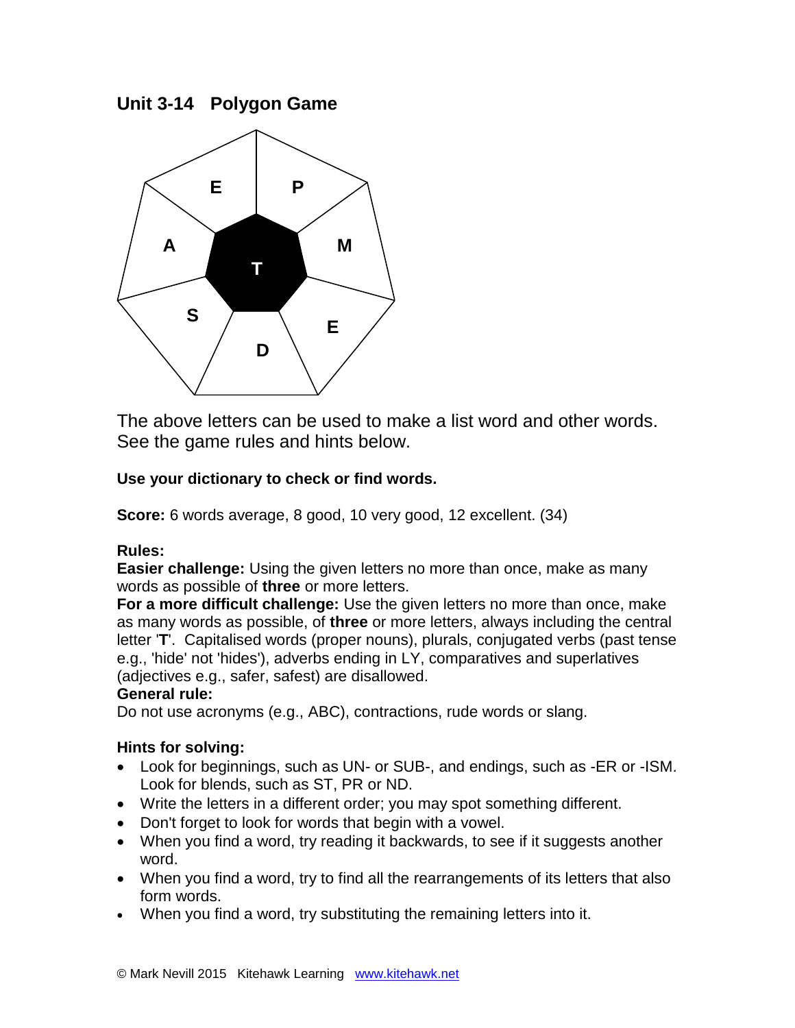## Unit 3-14   Polygon Game

E
P
A
M
T
S
E
D

The above letters can be used to make a list word and other words. See the game rules and hints below.

**Use your dictionary to check or find words.**

**Score:** 6 words average, 8 good, 10 very good, 12 excellent. (34)

**Rules:**
**Easier challenge:** Using the given letters no more than once, make as many words as possible of **three** or more letters.
**For a more difficult challenge:** Use the given letters no more than once, make as many words as possible, of **three** or more letters, always including the central letter '**T**'. Capitalised words (proper nouns), plurals, conjugated verbs (past tense e.g., 'hide' not 'hides'), adverbs ending in LY, comparatives and superlatives (adjectives e.g., safer, safest) are disallowed.
**General rule:**
Do not use acronyms (e.g., ABC), contractions, rude words or slang.

**Hints for solving:**

- Look for beginnings, such as UN- or SUB-, and endings, such as -ER or -ISM. Look for blends, such as ST, PR or ND.
- Write the letters in a different order; you may spot something different.
- Don't forget to look for words that begin with a vowel.
- When you find a word, try reading it backwards, to see if it suggests another word.
- When you find a word, try to find all the rearrangements of its letters that also form words.
- When you find a word, try substituting the remaining letters into it.

© Mark Nevill 2015   Kitehawk Learning   www.kitehawk.net